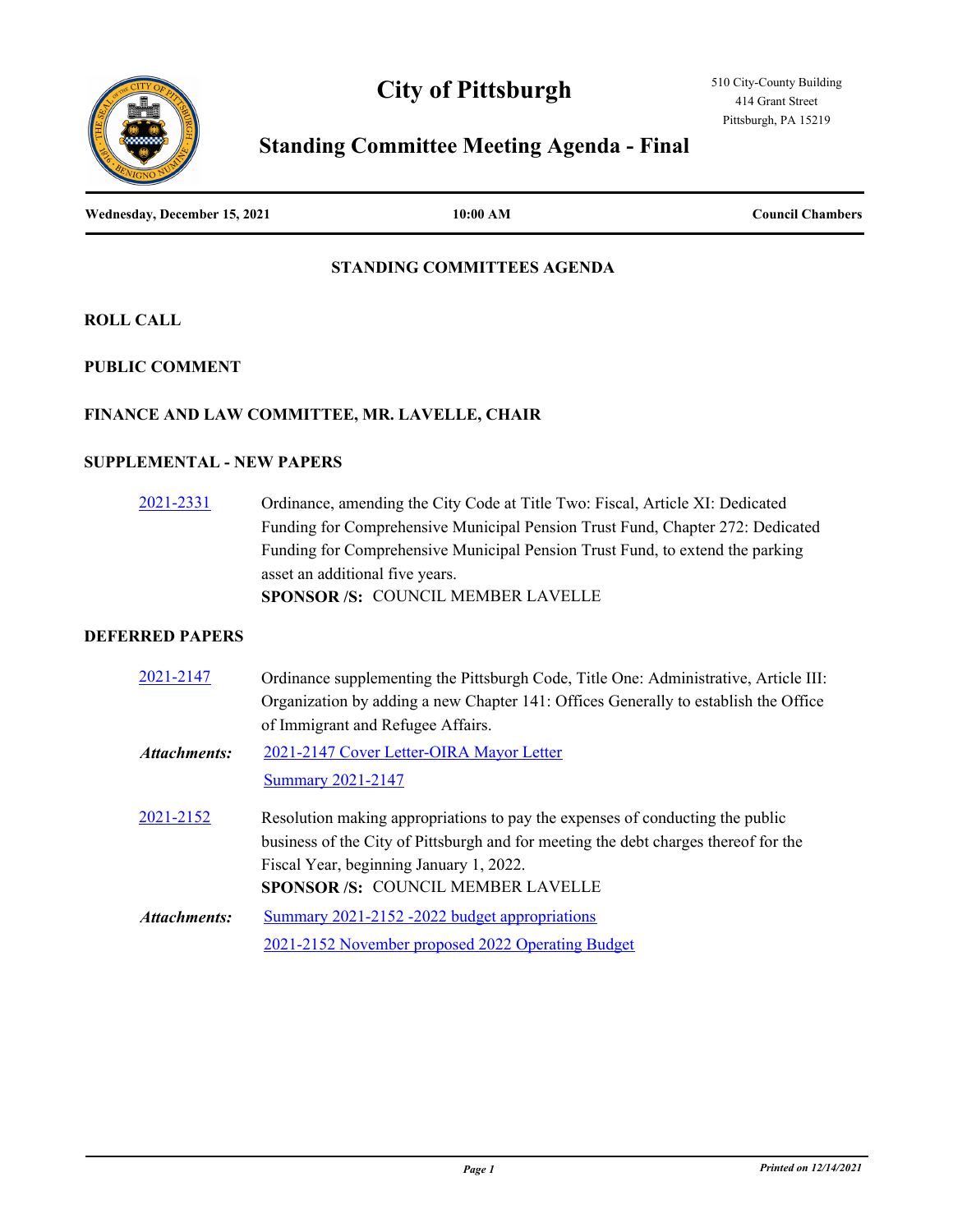# City of Pittsburgh

510 City-County Building
414 Grant Street
Pittsburgh, PA 15219

## Standing Committee Meeting Agenda - Final

**Wednesday, December 15, 2021** | **10:00 AM** | **Council Chambers**

### STANDING COMMITTEES AGENDA

### ROLL CALL

### PUBLIC COMMENT

### FINANCE AND LAW COMMITTEE, MR. LAVELLE, CHAIR

### SUPPLEMENTAL - NEW PAPERS

2021-2331 Ordinance, amending the City Code at Title Two: Fiscal, Article XI: Dedicated Funding for Comprehensive Municipal Pension Trust Fund, Chapter 272: Dedicated Funding for Comprehensive Municipal Pension Trust Fund, to extend the parking asset an additional five years.
**SPONSOR /S:** COUNCIL MEMBER LAVELLE

### DEFERRED PAPERS

2021-2147 Ordinance supplementing the Pittsburgh Code, Title One: Administrative, Article III: Organization by adding a new Chapter 141: Offices Generally to establish the Office of Immigrant and Refugee Affairs.

*Attachments:* 2021-2147 Cover Letter-OIRA Mayor Letter
Summary 2021-2147

2021-2152 Resolution making appropriations to pay the expenses of conducting the public business of the City of Pittsburgh and for meeting the debt charges thereof for the Fiscal Year, beginning January 1, 2022.
**SPONSOR /S:** COUNCIL MEMBER LAVELLE

*Attachments:* Summary 2021-2152 -2022 budget appropriations
2021-2152 November proposed 2022 Operating Budget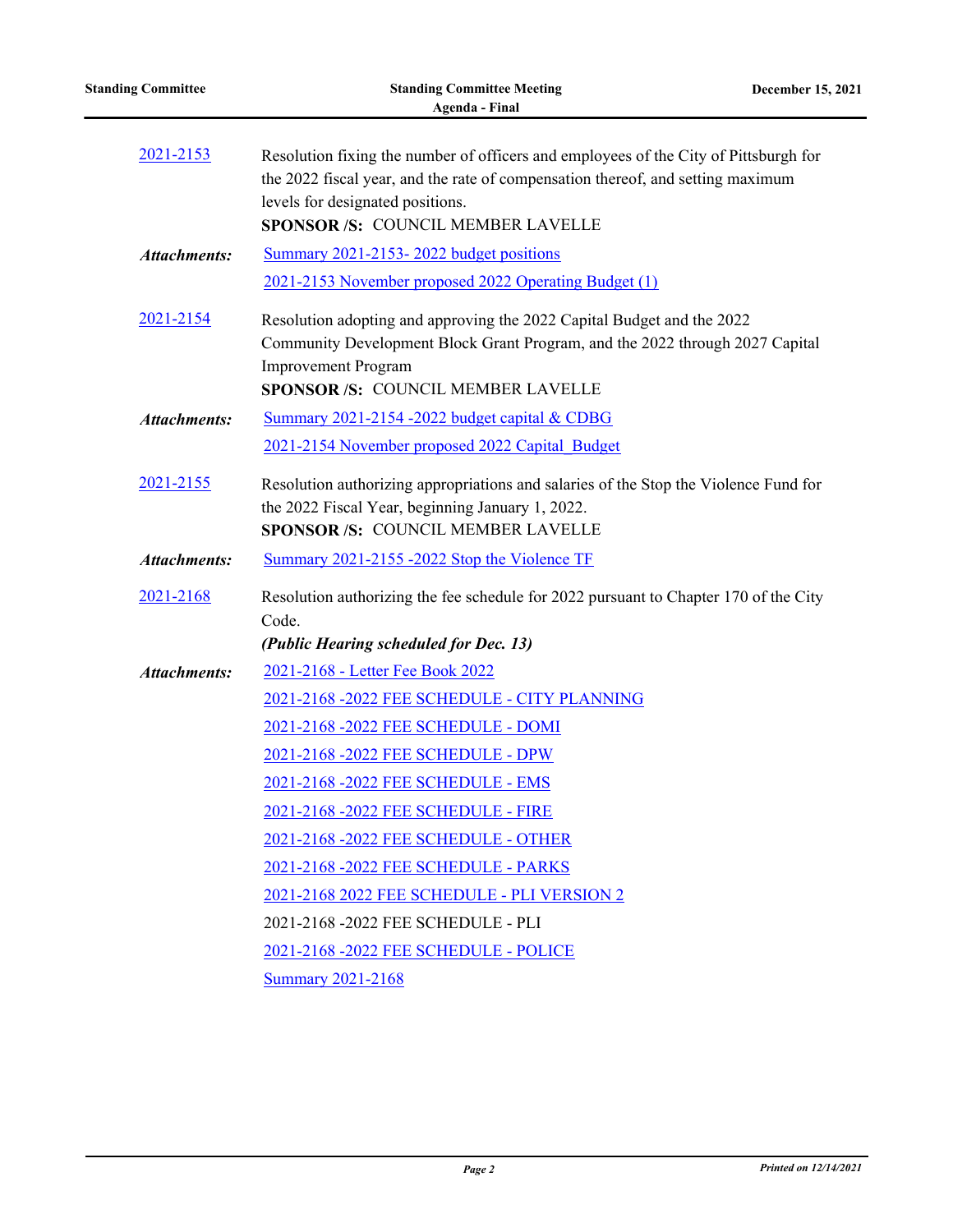[2021-2153](#)

Resolution fixing the number of officers and employees of the City of Pittsburgh for the 2022 fiscal year, and the rate of compensation thereof, and setting maximum levels for designated positions.

**SPONSOR /S:** COUNCIL MEMBER LAVELLE

***Attachments:***
- [Summary 2021-2153- 2022 budget positions](#)
- [2021-2153 November proposed 2022 Operating Budget (1)](#)

[2021-2154](#)

Resolution adopting and approving the 2022 Capital Budget and the 2022 Community Development Block Grant Program, and the 2022 through 2027 Capital Improvement Program

**SPONSOR /S:** COUNCIL MEMBER LAVELLE

***Attachments:***
- [Summary 2021-2154 -2022 budget capital & CDBG](#)
- [2021-2154 November proposed 2022 Capital_Budget](#)

[2021-2155](#)

Resolution authorizing appropriations and salaries of the Stop the Violence Fund for the 2022 Fiscal Year, beginning January 1, 2022.

**SPONSOR /S:** COUNCIL MEMBER LAVELLE

***Attachments:***
- [Summary 2021-2155 -2022 Stop the Violence TF](#)

[2021-2168](#)

Resolution authorizing the fee schedule for 2022 pursuant to Chapter 170 of the City Code.

***(Public Hearing scheduled for Dec. 13)***

***Attachments:***
- [2021-2168 - Letter Fee Book 2022](#)
- [2021-2168 -2022 FEE SCHEDULE - CITY PLANNING](#)
- [2021-2168 -2022 FEE SCHEDULE - DOMI](#)
- [2021-2168 -2022 FEE SCHEDULE - DPW](#)
- [2021-2168 -2022 FEE SCHEDULE - EMS](#)
- [2021-2168 -2022 FEE SCHEDULE - FIRE](#)
- [2021-2168 -2022 FEE SCHEDULE - OTHER](#)
- [2021-2168 -2022 FEE SCHEDULE - PARKS](#)
- [2021-2168 2022 FEE SCHEDULE - PLI VERSION 2](#)
- 2021-2168 -2022 FEE SCHEDULE - PLI
- [2021-2168 -2022 FEE SCHEDULE - POLICE](#)
- [Summary 2021-2168](#)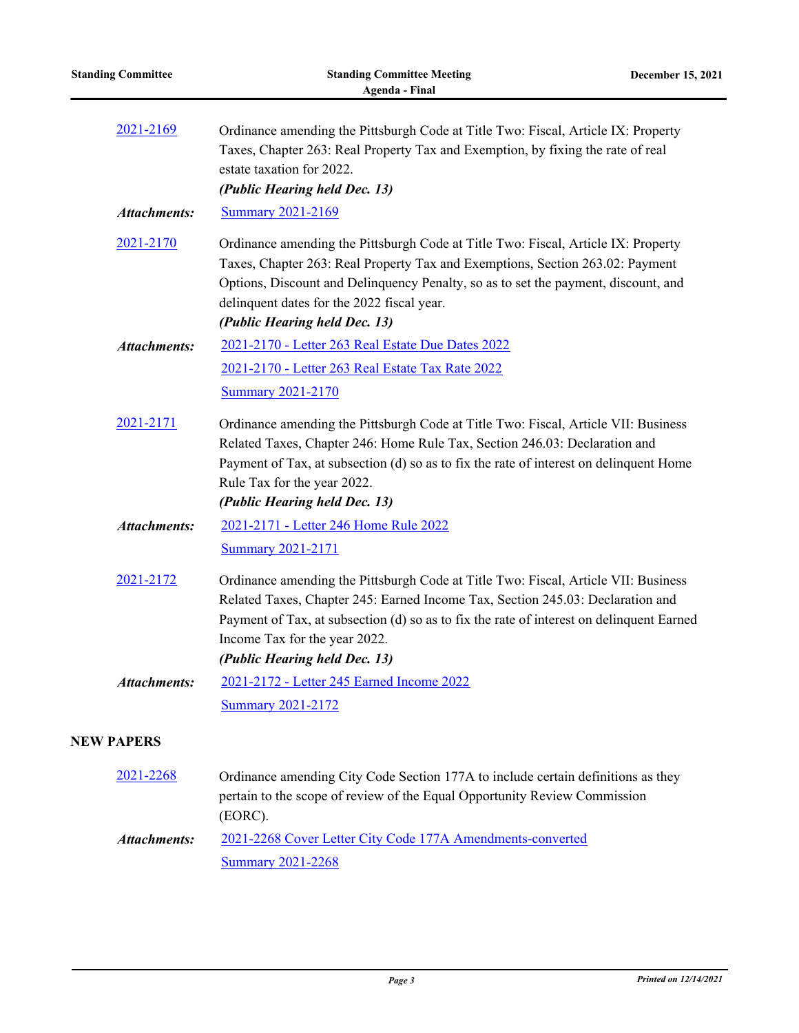2021-2169 Ordinance amending the Pittsburgh Code at Title Two: Fiscal, Article IX: Property Taxes, Chapter 263: Real Property Tax and Exemption, by fixing the rate of real estate taxation for 2022.
***(Public Hearing held Dec. 13)***

***Attachments:*** Summary 2021-2169

2021-2170 Ordinance amending the Pittsburgh Code at Title Two: Fiscal, Article IX: Property Taxes, Chapter 263: Real Property Tax and Exemptions, Section 263.02: Payment Options, Discount and Delinquency Penalty, so as to set the payment, discount, and delinquent dates for the 2022 fiscal year.
***(Public Hearing held Dec. 13)***

***Attachments:*** 2021-2170 - Letter 263 Real Estate Due Dates 2022
2021-2170 - Letter 263 Real Estate Tax Rate 2022
Summary 2021-2170

2021-2171 Ordinance amending the Pittsburgh Code at Title Two: Fiscal, Article VII: Business Related Taxes, Chapter 246: Home Rule Tax, Section 246.03: Declaration and Payment of Tax, at subsection (d) so as to fix the rate of interest on delinquent Home Rule Tax for the year 2022.
***(Public Hearing held Dec. 13)***

***Attachments:*** 2021-2171 - Letter 246 Home Rule 2022
Summary 2021-2171

2021-2172 Ordinance amending the Pittsburgh Code at Title Two: Fiscal, Article VII: Business Related Taxes, Chapter 245: Earned Income Tax, Section 245.03: Declaration and Payment of Tax, at subsection (d) so as to fix the rate of interest on delinquent Earned Income Tax for the year 2022.
***(Public Hearing held Dec. 13)***

***Attachments:*** 2021-2172 - Letter 245 Earned Income 2022
Summary 2021-2172

## NEW PAPERS

2021-2268 Ordinance amending City Code Section 177A to include certain definitions as they pertain to the scope of review of the Equal Opportunity Review Commission (EORC).

***Attachments:*** 2021-2268 Cover Letter City Code 177A Amendments-converted
Summary 2021-2268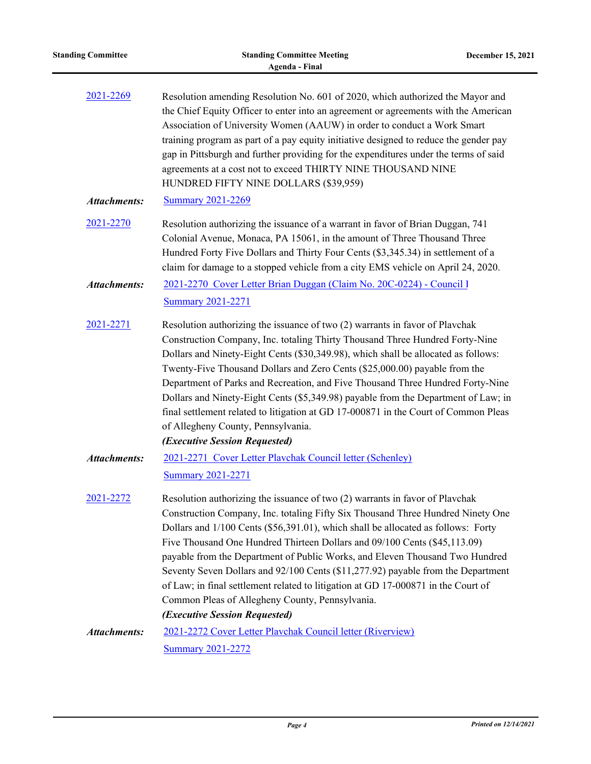2021-2269 Resolution amending Resolution No. 601 of 2020, which authorized the Mayor and the Chief Equity Officer to enter into an agreement or agreements with the American Association of University Women (AAUW) in order to conduct a Work Smart training program as part of a pay equity initiative designed to reduce the gender pay gap in Pittsburgh and further providing for the expenditures under the terms of said agreements at a cost not to exceed THIRTY NINE THOUSAND NINE HUNDRED FIFTY NINE DOLLARS ($39,959)

***Attachments:*** Summary 2021-2269

2021-2270 Resolution authorizing the issuance of a warrant in favor of Brian Duggan, 741 Colonial Avenue, Monaca, PA 15061, in the amount of Three Thousand Three Hundred Forty Five Dollars and Thirty Four Cents ($3,345.34) in settlement of a claim for damage to a stopped vehicle from a city EMS vehicle on April 24, 2020.

***Attachments:*** 2021-2270 Cover Letter Brian Duggan (Claim No. 20C-0224) - Council l

Summary 2021-2271

2021-2271 Resolution authorizing the issuance of two (2) warrants in favor of Plavchak Construction Company, Inc. totaling Thirty Thousand Three Hundred Forty-Nine Dollars and Ninety-Eight Cents ($30,349.98), which shall be allocated as follows: Twenty-Five Thousand Dollars and Zero Cents ($25,000.00) payable from the Department of Parks and Recreation, and Five Thousand Three Hundred Forty-Nine Dollars and Ninety-Eight Cents ($5,349.98) payable from the Department of Law; in final settlement related to litigation at GD 17-000871 in the Court of Common Pleas of Allegheny County, Pennsylvania.

***(Executive Session Requested)***

***Attachments:*** 2021-2271 Cover Letter Plavchak Council letter (Schenley)

Summary 2021-2271

2021-2272 Resolution authorizing the issuance of two (2) warrants in favor of Plavchak Construction Company, Inc. totaling Fifty Six Thousand Three Hundred Ninety One Dollars and 1/100 Cents ($56,391.01), which shall be allocated as follows: Forty Five Thousand One Hundred Thirteen Dollars and 09/100 Cents ($45,113.09) payable from the Department of Public Works, and Eleven Thousand Two Hundred Seventy Seven Dollars and 92/100 Cents ($11,277.92) payable from the Department of Law; in final settlement related to litigation at GD 17-000871 in the Court of Common Pleas of Allegheny County, Pennsylvania.

***(Executive Session Requested)***

***Attachments:*** 2021-2272 Cover Letter Plavchak Council letter (Riverview)

Summary 2021-2272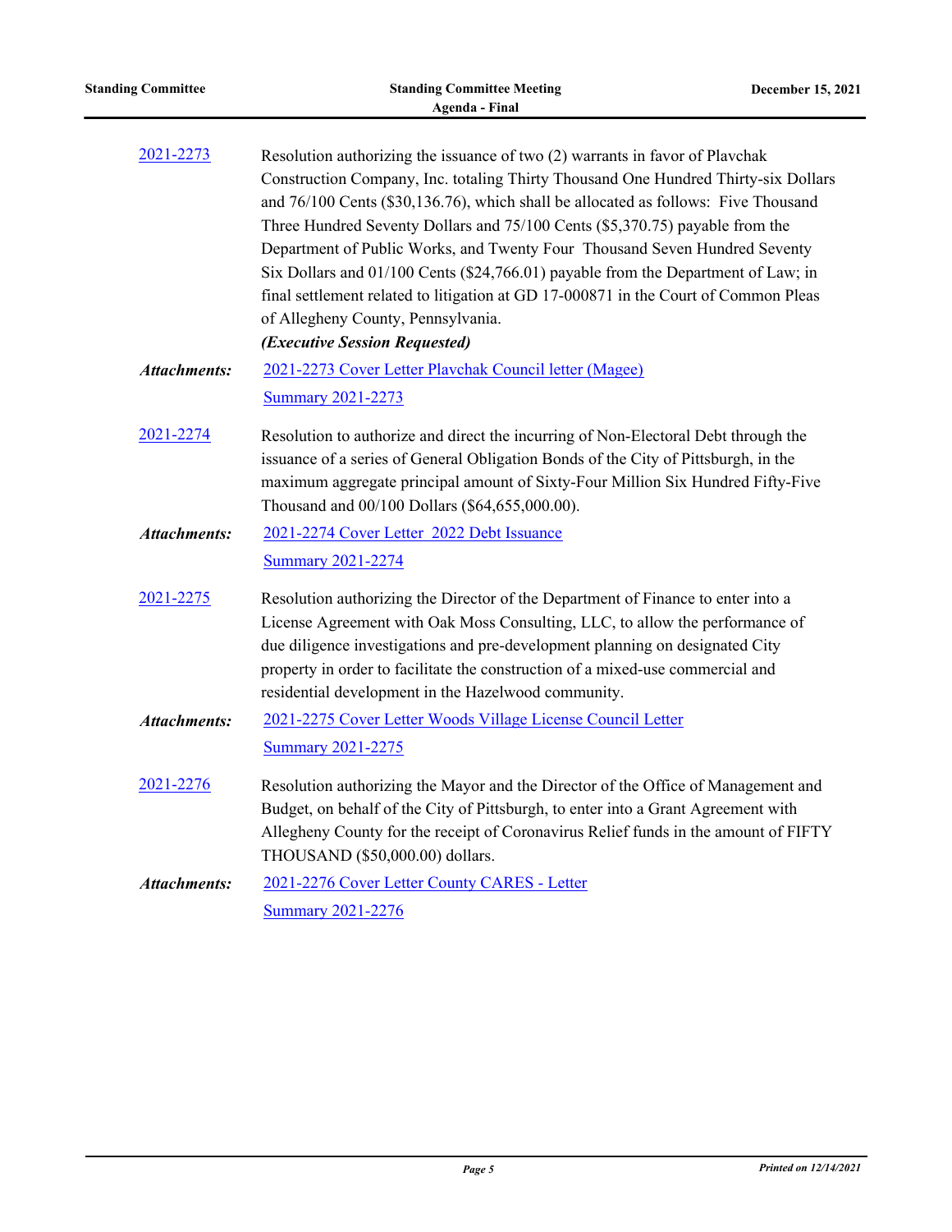2021-2273 Resolution authorizing the issuance of two (2) warrants in favor of Plavchak Construction Company, Inc. totaling Thirty Thousand One Hundred Thirty-six Dollars and 76/100 Cents ($30,136.76), which shall be allocated as follows: Five Thousand Three Hundred Seventy Dollars and 75/100 Cents ($5,370.75) payable from the Department of Public Works, and Twenty Four Thousand Seven Hundred Seventy Six Dollars and 01/100 Cents ($24,766.01) payable from the Department of Law; in final settlement related to litigation at GD 17-000871 in the Court of Common Pleas of Allegheny County, Pennsylvania.

***(Executive Session Requested)***

***Attachments:*** 2021-2273 Cover Letter Plavchak Council letter (Magee)

Summary 2021-2273

2021-2274 Resolution to authorize and direct the incurring of Non-Electoral Debt through the issuance of a series of General Obligation Bonds of the City of Pittsburgh, in the maximum aggregate principal amount of Sixty-Four Million Six Hundred Fifty-Five Thousand and 00/100 Dollars ($64,655,000.00).

***Attachments:*** 2021-2274 Cover Letter 2022 Debt Issuance

Summary 2021-2274

2021-2275 Resolution authorizing the Director of the Department of Finance to enter into a License Agreement with Oak Moss Consulting, LLC, to allow the performance of due diligence investigations and pre-development planning on designated City property in order to facilitate the construction of a mixed-use commercial and residential development in the Hazelwood community.

***Attachments:*** 2021-2275 Cover Letter Woods Village License Council Letter

Summary 2021-2275

2021-2276 Resolution authorizing the Mayor and the Director of the Office of Management and Budget, on behalf of the City of Pittsburgh, to enter into a Grant Agreement with Allegheny County for the receipt of Coronavirus Relief funds in the amount of FIFTY THOUSAND ($50,000.00) dollars.

***Attachments:*** 2021-2276 Cover Letter County CARES - Letter

Summary 2021-2276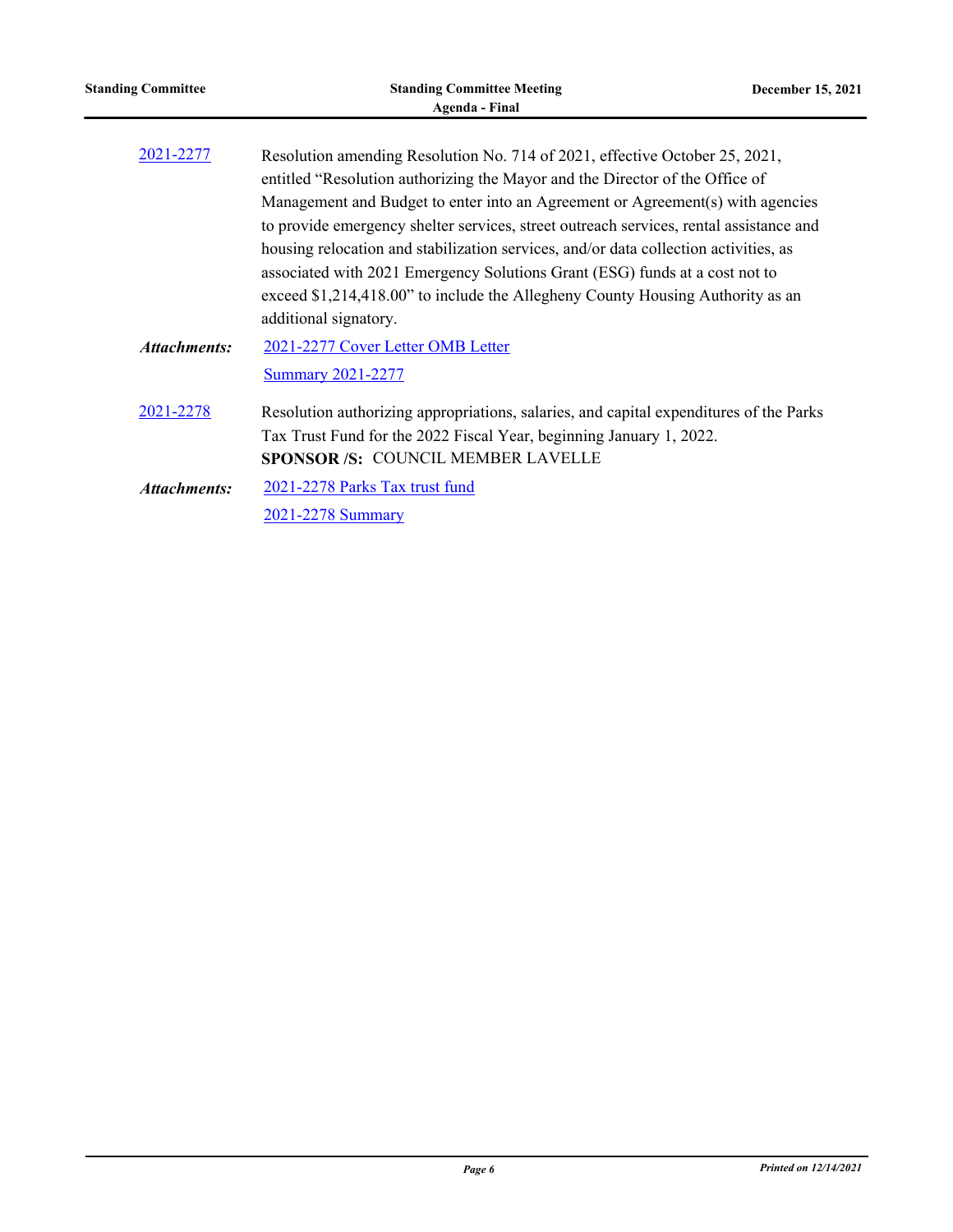[2021-2277](#) Resolution amending Resolution No. 714 of 2021, effective October 25, 2021, entitled "Resolution authorizing the Mayor and the Director of the Office of Management and Budget to enter into an Agreement or Agreement(s) with agencies to provide emergency shelter services, street outreach services, rental assistance and housing relocation and stabilization services, and/or data collection activities, as associated with 2021 Emergency Solutions Grant (ESG) funds at a cost not to exceed $1,214,418.00" to include the Allegheny County Housing Authority as an additional signatory.

***Attachments:*** [2021-2277 Cover Letter OMB Letter](#)

[Summary 2021-2277](#)

[2021-2278](#) Resolution authorizing appropriations, salaries, and capital expenditures of the Parks Tax Trust Fund for the 2022 Fiscal Year, beginning January 1, 2022.

**SPONSOR /S:** COUNCIL MEMBER LAVELLE

***Attachments:*** [2021-2278 Parks Tax trust fund](#)

[2021-2278 Summary](#)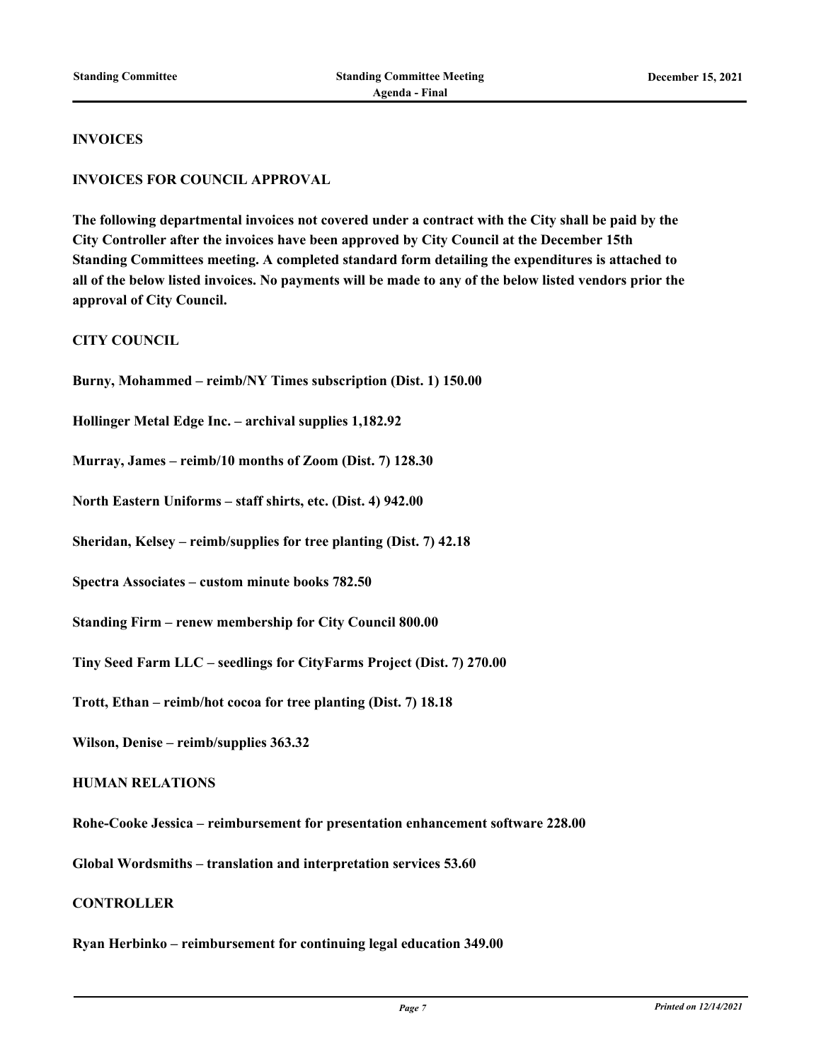## INVOICES

### INVOICES FOR COUNCIL APPROVAL

**The following departmental invoices not covered under a contract with the City shall be paid by the City Controller after the invoices have been approved by City Council at the December 15th Standing Committees meeting. A completed standard form detailing the expenditures is attached to all of the below listed invoices. No payments will be made to any of the below listed vendors prior the approval of City Council.**

### CITY COUNCIL

**Burny, Mohammed – reimb/NY Times subscription (Dist. 1) 150.00**

**Hollinger Metal Edge Inc. – archival supplies 1,182.92**

**Murray, James – reimb/10 months of Zoom (Dist. 7) 128.30**

**North Eastern Uniforms – staff shirts, etc. (Dist. 4) 942.00**

**Sheridan, Kelsey – reimb/supplies for tree planting (Dist. 7) 42.18**

**Spectra Associates – custom minute books 782.50**

**Standing Firm – renew membership for City Council 800.00**

**Tiny Seed Farm LLC – seedlings for CityFarms Project (Dist. 7) 270.00**

**Trott, Ethan – reimb/hot cocoa for tree planting (Dist. 7) 18.18**

**Wilson, Denise – reimb/supplies 363.32**

### HUMAN RELATIONS

**Rohe-Cooke Jessica – reimbursement for presentation enhancement software 228.00**

**Global Wordsmiths – translation and interpretation services 53.60**

### CONTROLLER

**Ryan Herbinko – reimbursement for continuing legal education 349.00**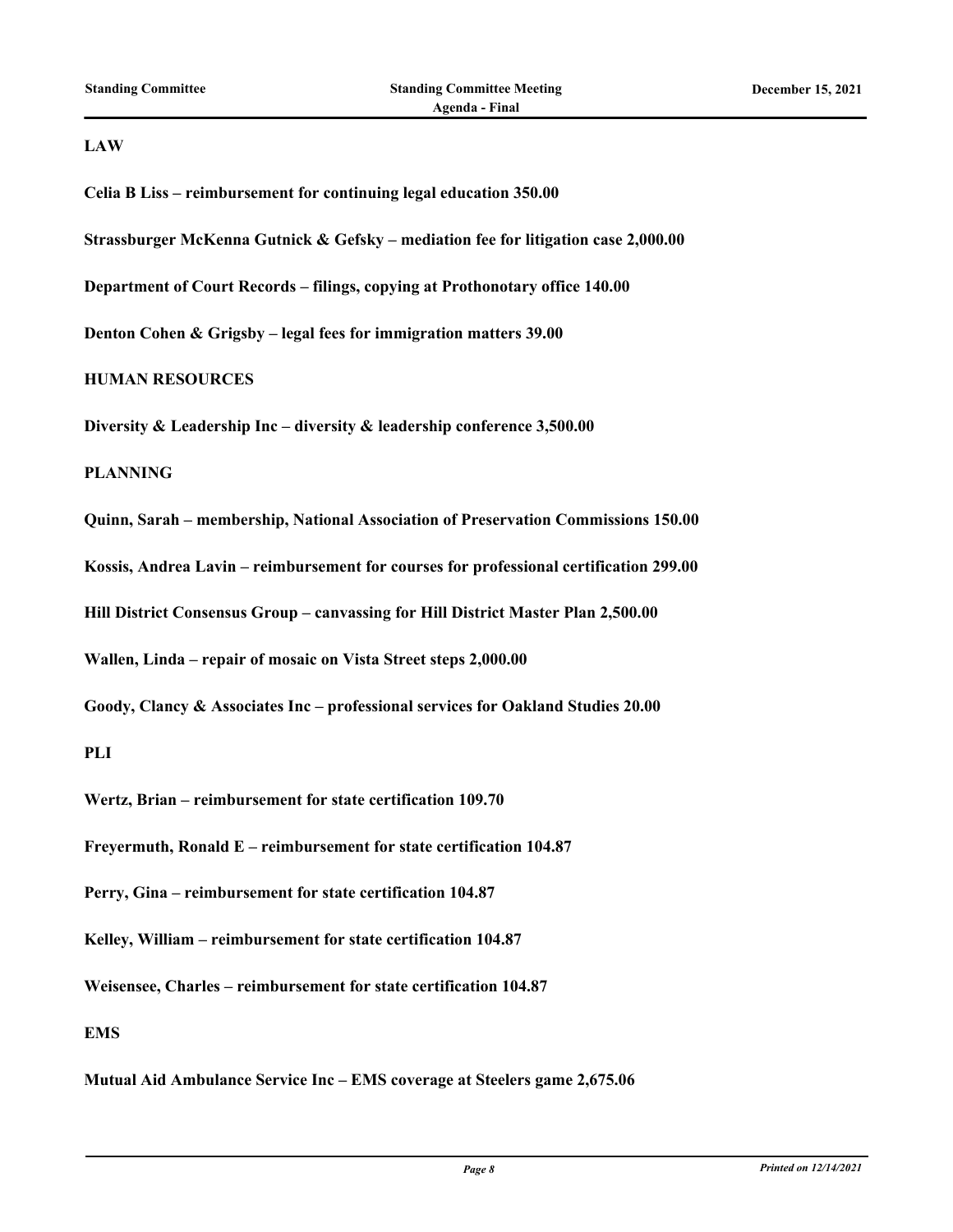**LAW**

**Celia B Liss – reimbursement for continuing legal education 350.00**

**Strassburger McKenna Gutnick & Gefsky – mediation fee for litigation case 2,000.00**

**Department of Court Records – filings, copying at Prothonotary office 140.00**

**Denton Cohen & Grigsby – legal fees for immigration matters 39.00**

**HUMAN RESOURCES**

**Diversity & Leadership Inc – diversity & leadership conference 3,500.00**

**PLANNING**

**Quinn, Sarah – membership, National Association of Preservation Commissions 150.00**

**Kossis, Andrea Lavin – reimbursement for courses for professional certification 299.00**

**Hill District Consensus Group – canvassing for Hill District Master Plan 2,500.00**

**Wallen, Linda – repair of mosaic on Vista Street steps 2,000.00**

**Goody, Clancy & Associates Inc – professional services for Oakland Studies 20.00**

**PLI**

**Wertz, Brian – reimbursement for state certification 109.70**

**Freyermuth, Ronald E – reimbursement for state certification 104.87**

**Perry, Gina – reimbursement for state certification 104.87**

**Kelley, William – reimbursement for state certification 104.87**

**Weisensee, Charles – reimbursement for state certification 104.87**

**EMS**

**Mutual Aid Ambulance Service Inc – EMS coverage at Steelers game 2,675.06**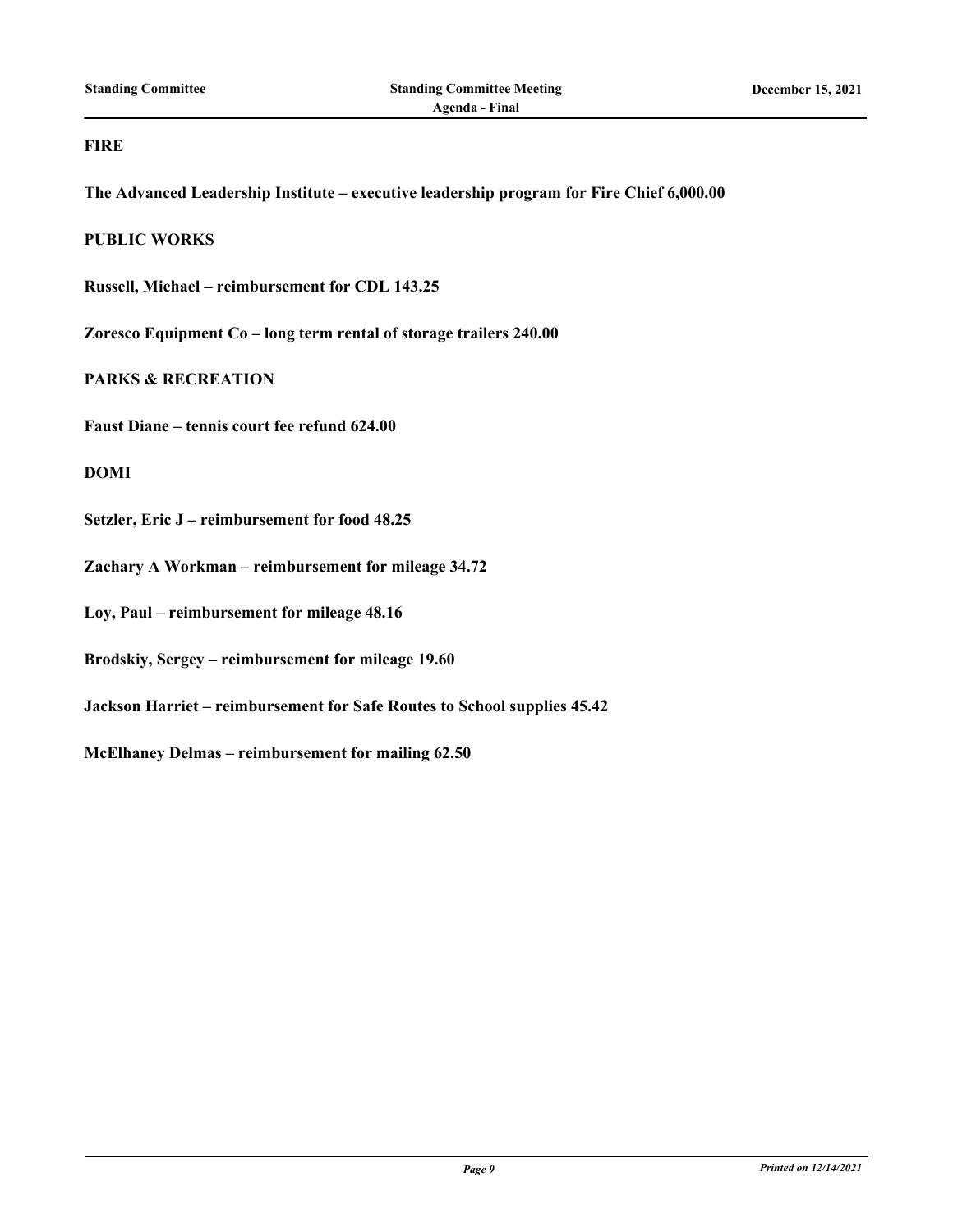**FIRE**

**The Advanced Leadership Institute – executive leadership program for Fire Chief 6,000.00**

**PUBLIC WORKS**

**Russell, Michael – reimbursement for CDL 143.25**

**Zoresco Equipment Co – long term rental of storage trailers 240.00**

**PARKS & RECREATION**

**Faust Diane – tennis court fee refund 624.00**

**DOMI**

**Setzler, Eric J – reimbursement for food 48.25**

**Zachary A Workman – reimbursement for mileage 34.72**

**Loy, Paul – reimbursement for mileage 48.16**

**Brodskiy, Sergey – reimbursement for mileage 19.60**

**Jackson Harriet – reimbursement for Safe Routes to School supplies 45.42**

**McElhaney Delmas – reimbursement for mailing 62.50**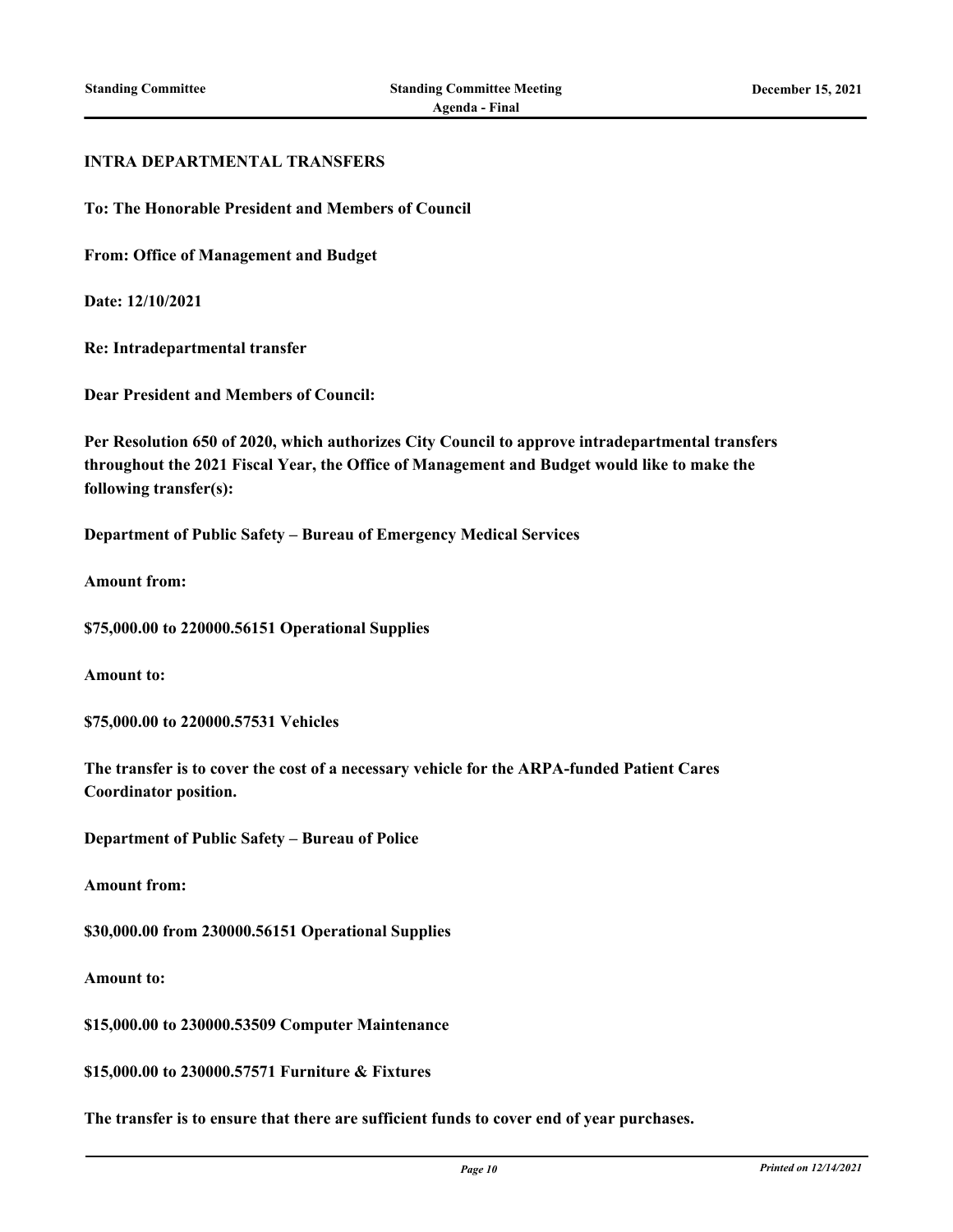**INTRA DEPARTMENTAL TRANSFERS**

**To: The Honorable President and Members of Council**

**From: Office of Management and Budget**

**Date: 12/10/2021**

**Re: Intradepartmental transfer**

**Dear President and Members of Council:**

**Per Resolution 650 of 2020, which authorizes City Council to approve intradepartmental transfers throughout the 2021 Fiscal Year, the Office of Management and Budget would like to make the following transfer(s):**

**Department of Public Safety – Bureau of Emergency Medical Services**

**Amount from:**

**$75,000.00 to 220000.56151 Operational Supplies**

**Amount to:**

**$75,000.00 to 220000.57531 Vehicles**

**The transfer is to cover the cost of a necessary vehicle for the ARPA-funded Patient Cares Coordinator position.**

**Department of Public Safety – Bureau of Police**

**Amount from:**

**$30,000.00 from 230000.56151 Operational Supplies**

**Amount to:**

**$15,000.00 to 230000.53509 Computer Maintenance**

**$15,000.00 to 230000.57571 Furniture & Fixtures**

**The transfer is to ensure that there are sufficient funds to cover end of year purchases.**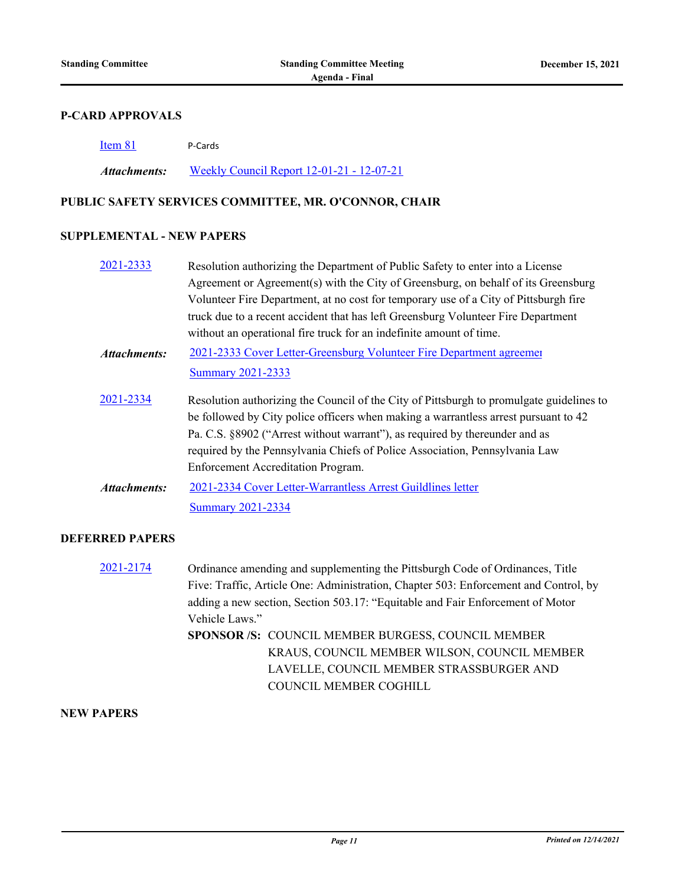## P-CARD APPROVALS

[Item 81] P-Cards

*Attachments:* Weekly Council Report 12-01-21 - 12-07-21

## PUBLIC SAFETY SERVICES COMMITTEE, MR. O'CONNOR, CHAIR

### SUPPLEMENTAL - NEW PAPERS

2021-2333 Resolution authorizing the Department of Public Safety to enter into a License Agreement or Agreement(s) with the City of Greensburg, on behalf of its Greensburg Volunteer Fire Department, at no cost for temporary use of a City of Pittsburgh fire truck due to a recent accident that has left Greensburg Volunteer Fire Department without an operational fire truck for an indefinite amount of time.

*Attachments:* 2021-2333 Cover Letter-Greensburg Volunteer Fire Department agreemer
Summary 2021-2333

2021-2334 Resolution authorizing the Council of the City of Pittsburgh to promulgate guidelines to be followed by City police officers when making a warrantless arrest pursuant to 42 Pa. C.S. §8902 ("Arrest without warrant"), as required by thereunder and as required by the Pennsylvania Chiefs of Police Association, Pennsylvania Law Enforcement Accreditation Program.

*Attachments:* 2021-2334 Cover Letter-Warrantless Arrest Guildlines letter
Summary 2021-2334

### DEFERRED PAPERS

2021-2174 Ordinance amending and supplementing the Pittsburgh Code of Ordinances, Title Five: Traffic, Article One: Administration, Chapter 503: Enforcement and Control, by adding a new section, Section 503.17: "Equitable and Fair Enforcement of Motor Vehicle Laws."

**SPONSOR /S:** COUNCIL MEMBER BURGESS, COUNCIL MEMBER KRAUS, COUNCIL MEMBER WILSON, COUNCIL MEMBER LAVELLE, COUNCIL MEMBER STRASSBURGER AND COUNCIL MEMBER COGHILL

### NEW PAPERS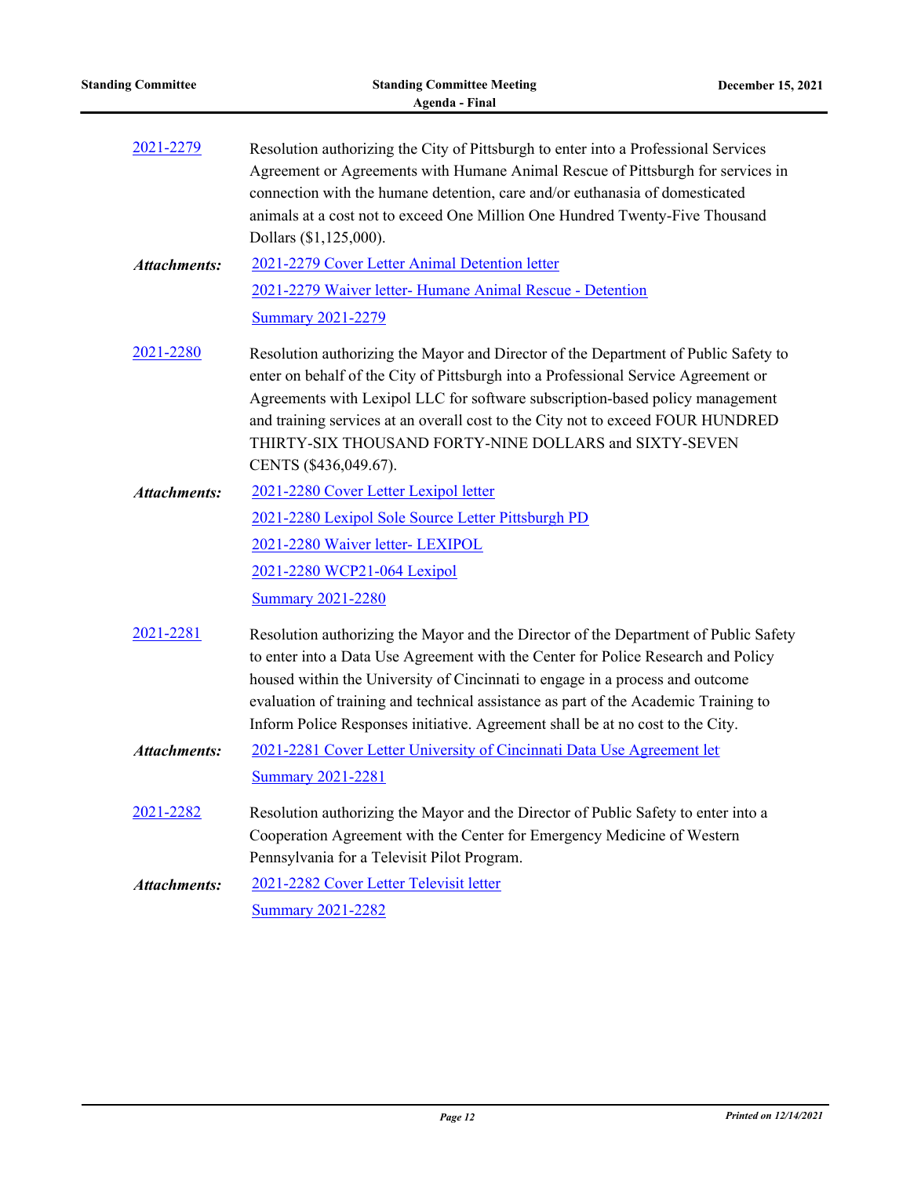2021-2279 Resolution authorizing the City of Pittsburgh to enter into a Professional Services Agreement or Agreements with Humane Animal Rescue of Pittsburgh for services in connection with the humane detention, care and/or euthanasia of domesticated animals at a cost not to exceed One Million One Hundred Twenty-Five Thousand Dollars ($1,125,000).

***Attachments:*** 2021-2279 Cover Letter Animal Detention letter
2021-2279 Waiver letter- Humane Animal Rescue - Detention
Summary 2021-2279

2021-2280 Resolution authorizing the Mayor and Director of the Department of Public Safety to enter on behalf of the City of Pittsburgh into a Professional Service Agreement or Agreements with Lexipol LLC for software subscription-based policy management and training services at an overall cost to the City not to exceed FOUR HUNDRED THIRTY-SIX THOUSAND FORTY-NINE DOLLARS and SIXTY-SEVEN CENTS ($436,049.67).

***Attachments:*** 2021-2280 Cover Letter Lexipol letter
2021-2280 Lexipol Sole Source Letter Pittsburgh PD
2021-2280 Waiver letter- LEXIPOL
2021-2280 WCP21-064 Lexipol
Summary 2021-2280

2021-2281 Resolution authorizing the Mayor and the Director of the Department of Public Safety to enter into a Data Use Agreement with the Center for Police Research and Policy housed within the University of Cincinnati to engage in a process and outcome evaluation of training and technical assistance as part of the Academic Training to Inform Police Responses initiative. Agreement shall be at no cost to the City.

***Attachments:*** 2021-2281 Cover Letter University of Cincinnati Data Use Agreement let
Summary 2021-2281

2021-2282 Resolution authorizing the Mayor and the Director of Public Safety to enter into a Cooperation Agreement with the Center for Emergency Medicine of Western Pennsylvania for a Televisit Pilot Program.

***Attachments:*** 2021-2282 Cover Letter Televisit letter
Summary 2021-2282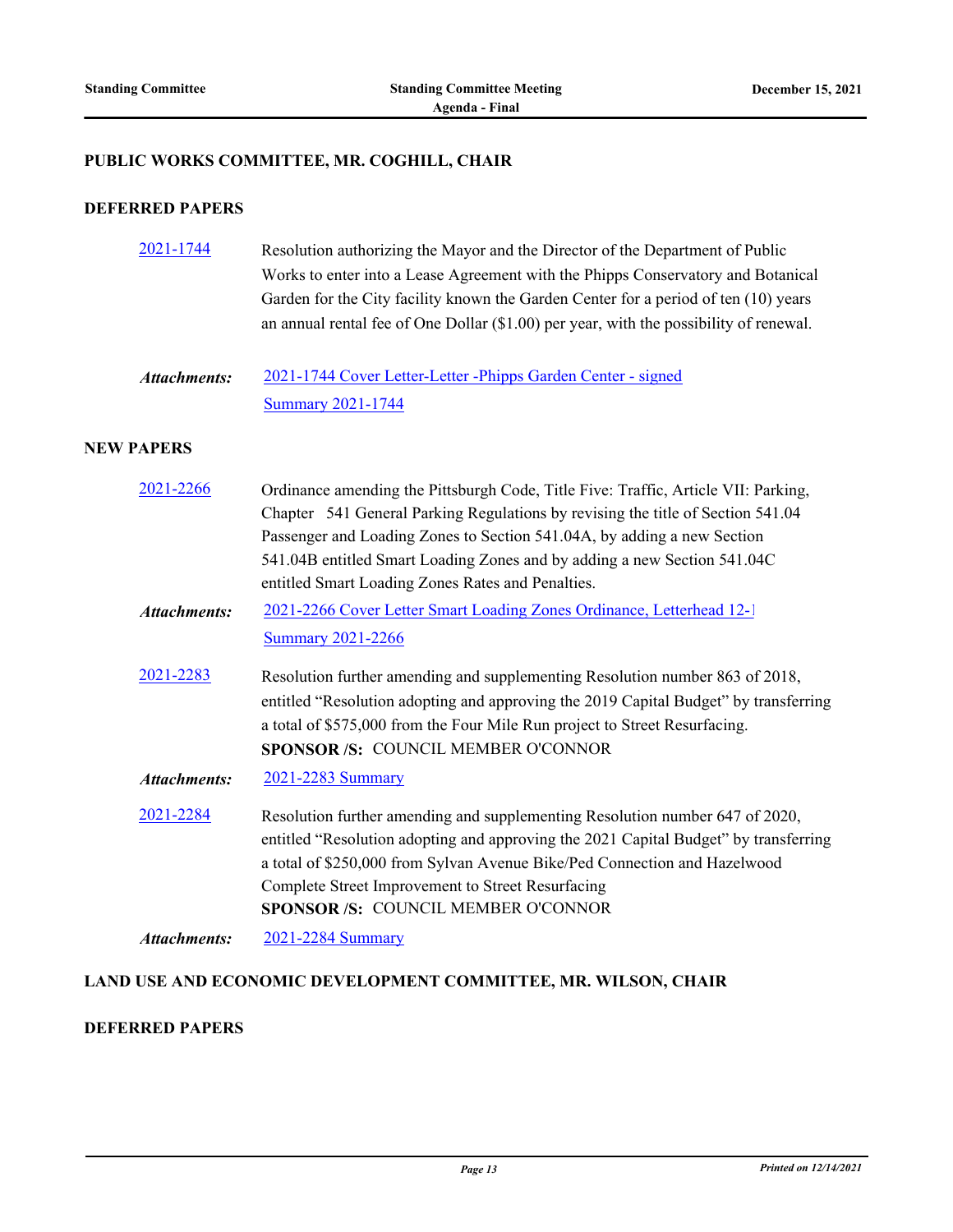## PUBLIC WORKS COMMITTEE, MR. COGHILL, CHAIR

### DEFERRED PAPERS

2021-1744 Resolution authorizing the Mayor and the Director of the Department of Public Works to enter into a Lease Agreement with the Phipps Conservatory and Botanical Garden for the City facility known the Garden Center for a period of ten (10) years an annual rental fee of One Dollar ($1.00) per year, with the possibility of renewal.

*Attachments:* 2021-1744 Cover Letter-Letter -Phipps Garden Center - signed
Summary 2021-1744

### NEW PAPERS

2021-2266 Ordinance amending the Pittsburgh Code, Title Five: Traffic, Article VII: Parking, Chapter 541 General Parking Regulations by revising the title of Section 541.04 Passenger and Loading Zones to Section 541.04A, by adding a new Section 541.04B entitled Smart Loading Zones and by adding a new Section 541.04C entitled Smart Loading Zones Rates and Penalties.

*Attachments:* 2021-2266 Cover Letter Smart Loading Zones Ordinance, Letterhead 12-1
Summary 2021-2266

2021-2283 Resolution further amending and supplementing Resolution number 863 of 2018, entitled “Resolution adopting and approving the 2019 Capital Budget” by transferring a total of $575,000 from the Four Mile Run project to Street Resurfacing.
**SPONSOR /S:** COUNCIL MEMBER O'CONNOR

*Attachments:* 2021-2283 Summary

2021-2284 Resolution further amending and supplementing Resolution number 647 of 2020, entitled “Resolution adopting and approving the 2021 Capital Budget” by transferring a total of $250,000 from Sylvan Avenue Bike/Ped Connection and Hazelwood Complete Street Improvement to Street Resurfacing
**SPONSOR /S:** COUNCIL MEMBER O'CONNOR

*Attachments:* 2021-2284 Summary

## LAND USE AND ECONOMIC DEVELOPMENT COMMITTEE, MR. WILSON, CHAIR

### DEFERRED PAPERS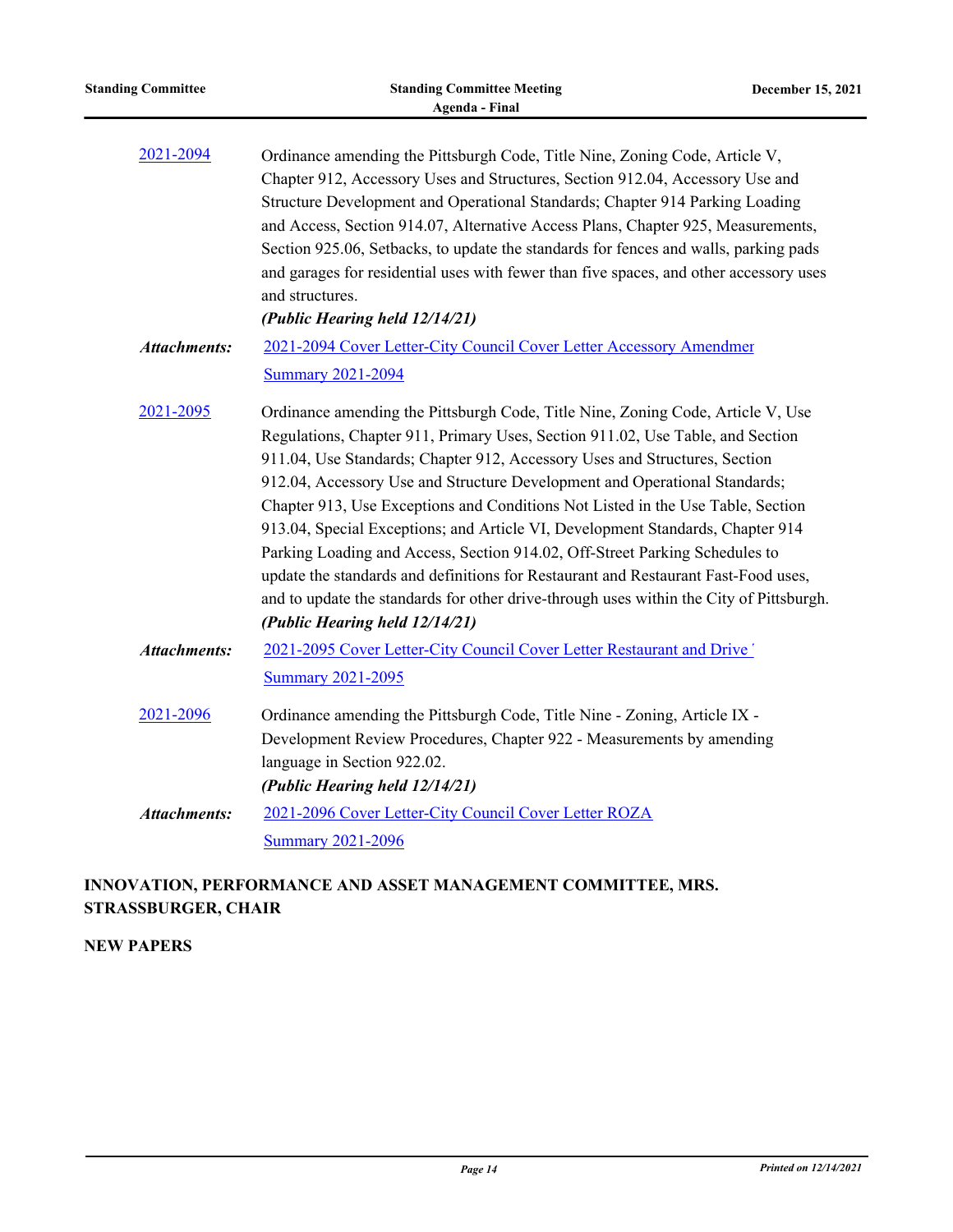2021-2094 Ordinance amending the Pittsburgh Code, Title Nine, Zoning Code, Article V, Chapter 912, Accessory Uses and Structures, Section 912.04, Accessory Use and Structure Development and Operational Standards; Chapter 914 Parking Loading and Access, Section 914.07, Alternative Access Plans, Chapter 925, Measurements, Section 925.06, Setbacks, to update the standards for fences and walls, parking pads and garages for residential uses with fewer than five spaces, and other accessory uses and structures.
***(Public Hearing held 12/14/21)***

***Attachments:*** 2021-2094 Cover Letter-City Council Cover Letter Accessory Amendmer
Summary 2021-2094

2021-2095 Ordinance amending the Pittsburgh Code, Title Nine, Zoning Code, Article V, Use Regulations, Chapter 911, Primary Uses, Section 911.02, Use Table, and Section 911.04, Use Standards; Chapter 912, Accessory Uses and Structures, Section 912.04, Accessory Use and Structure Development and Operational Standards; Chapter 913, Use Exceptions and Conditions Not Listed in the Use Table, Section 913.04, Special Exceptions; and Article VI, Development Standards, Chapter 914 Parking Loading and Access, Section 914.02, Off-Street Parking Schedules to update the standards and definitions for Restaurant and Restaurant Fast-Food uses, and to update the standards for other drive-through uses within the City of Pittsburgh.
***(Public Hearing held 12/14/21)***

***Attachments:*** 2021-2095 Cover Letter-City Council Cover Letter Restaurant and Drive '
Summary 2021-2095

2021-2096 Ordinance amending the Pittsburgh Code, Title Nine - Zoning, Article IX - Development Review Procedures, Chapter 922 - Measurements by amending language in Section 922.02.
***(Public Hearing held 12/14/21)***

***Attachments:*** 2021-2096 Cover Letter-City Council Cover Letter ROZA
Summary 2021-2096

## INNOVATION, PERFORMANCE AND ASSET MANAGEMENT COMMITTEE, MRS. STRASSBURGER, CHAIR

## NEW PAPERS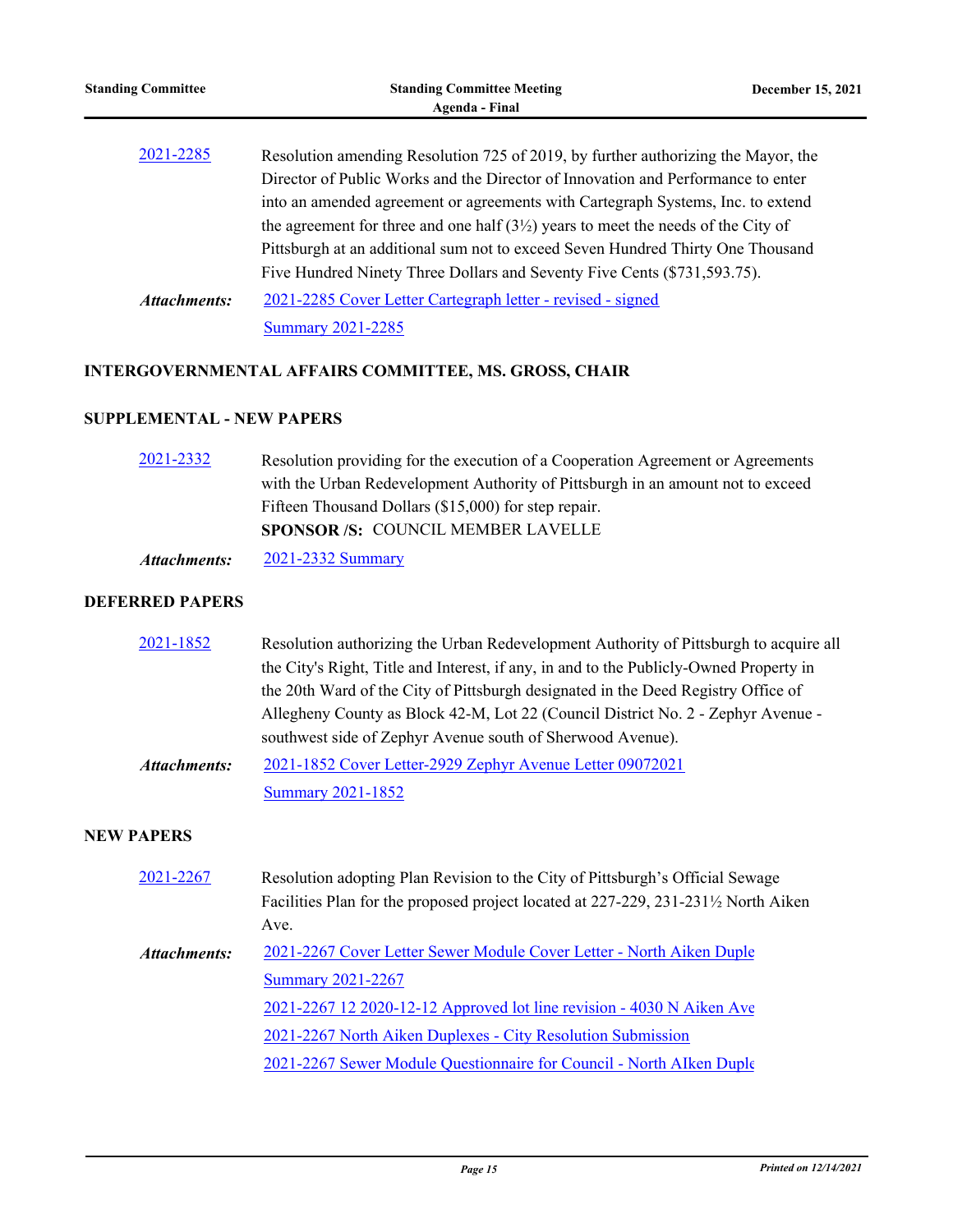2021-2285 Resolution amending Resolution 725 of 2019, by further authorizing the Mayor, the Director of Public Works and the Director of Innovation and Performance to enter into an amended agreement or agreements with Cartegraph Systems, Inc. to extend the agreement for three and one half (3½) years to meet the needs of the City of Pittsburgh at an additional sum not to exceed Seven Hundred Thirty One Thousand Five Hundred Ninety Three Dollars and Seventy Five Cents ($731,593.75).

*Attachments:* 2021-2285 Cover Letter Cartegraph letter - revised - signed
Summary 2021-2285

## INTERGOVERNMENTAL AFFAIRS COMMITTEE, MS. GROSS, CHAIR

### SUPPLEMENTAL - NEW PAPERS

2021-2332 Resolution providing for the execution of a Cooperation Agreement or Agreements with the Urban Redevelopment Authority of Pittsburgh in an amount not to exceed Fifteen Thousand Dollars ($15,000) for step repair.
**SPONSOR /S:** COUNCIL MEMBER LAVELLE

*Attachments:* 2021-2332 Summary

### DEFERRED PAPERS

2021-1852 Resolution authorizing the Urban Redevelopment Authority of Pittsburgh to acquire all the City's Right, Title and Interest, if any, in and to the Publicly-Owned Property in the 20th Ward of the City of Pittsburgh designated in the Deed Registry Office of Allegheny County as Block 42-M, Lot 22 (Council District No. 2 - Zephyr Avenue - southwest side of Zephyr Avenue south of Sherwood Avenue).

*Attachments:* 2021-1852 Cover Letter-2929 Zephyr Avenue Letter 09072021
Summary 2021-1852

### NEW PAPERS

2021-2267 Resolution adopting Plan Revision to the City of Pittsburgh's Official Sewage Facilities Plan for the proposed project located at 227-229, 231-231½ North Aiken Ave.

*Attachments:* 2021-2267 Cover Letter Sewer Module Cover Letter - North Aiken Duple
Summary 2021-2267
2021-2267 12 2020-12-12 Approved lot line revision - 4030 N Aiken Ave
2021-2267 North Aiken Duplexes - City Resolution Submission
2021-2267 Sewer Module Questionnaire for Council - North AIken Duple